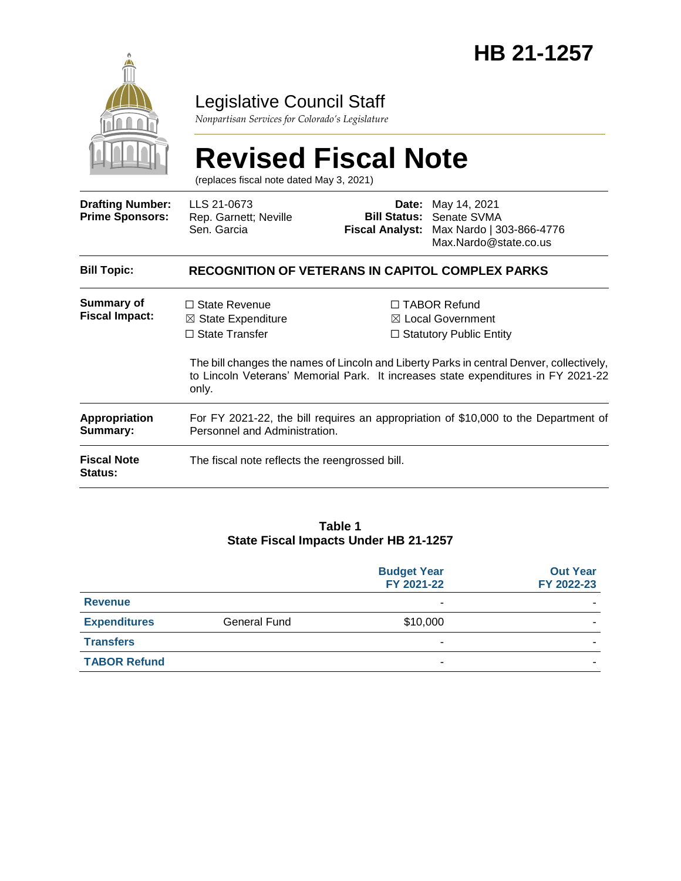# HB 21-1257

## Legislative Council Staff

*Nonpartisan Services for Colorado's Legislature*

# Revised Fiscal Note

(replaces fiscal note dated May 3, 2021)

| | | | |
|---|---|---|---|
| **Drafting Number:** | LLS 21-0673 | **Date:** | May 14, 2021 |
| **Prime Sponsors:** | Rep. Garnett; Neville<br>Sen. Garcia | **Bill Status:** | Senate SVMA |
| | | **Fiscal Analyst:** | Max Nardo \| 303-866-4776<br>Max.Nardo@state.co.us |

| | |
|---|---|
| **Bill Topic:** | **RECOGNITION OF VETERANS IN CAPITOL COMPLEX PARKS** |
| **Summary of Fiscal Impact:** | ☐ State Revenue<br>☒ State Expenditure<br>☐ State Transfer<br>☐ TABOR Refund<br>☒ Local Government<br>☐ Statutory Public Entity<br><br>The bill changes the names of Lincoln and Liberty Parks in central Denver, collectively, to Lincoln Veterans' Memorial Park. It increases state expenditures in FY 2021-22 only. |
| **Appropriation Summary:** | For FY 2021-22, the bill requires an appropriation of $10,000 to the Department of Personnel and Administration. |
| **Fiscal Note Status:** | The fiscal note reflects the reengrossed bill. |

**Table 1**
**State Fiscal Impacts Under HB 21-1257**

| | | Budget Year FY 2021-22 | Out Year FY 2022-23 |
|---|---|---|---|
| **Revenue** | | - | - |
| **Expenditures** | General Fund | $10,000 | - |
| **Transfers** | | - | - |
| **TABOR Refund** | | - | - |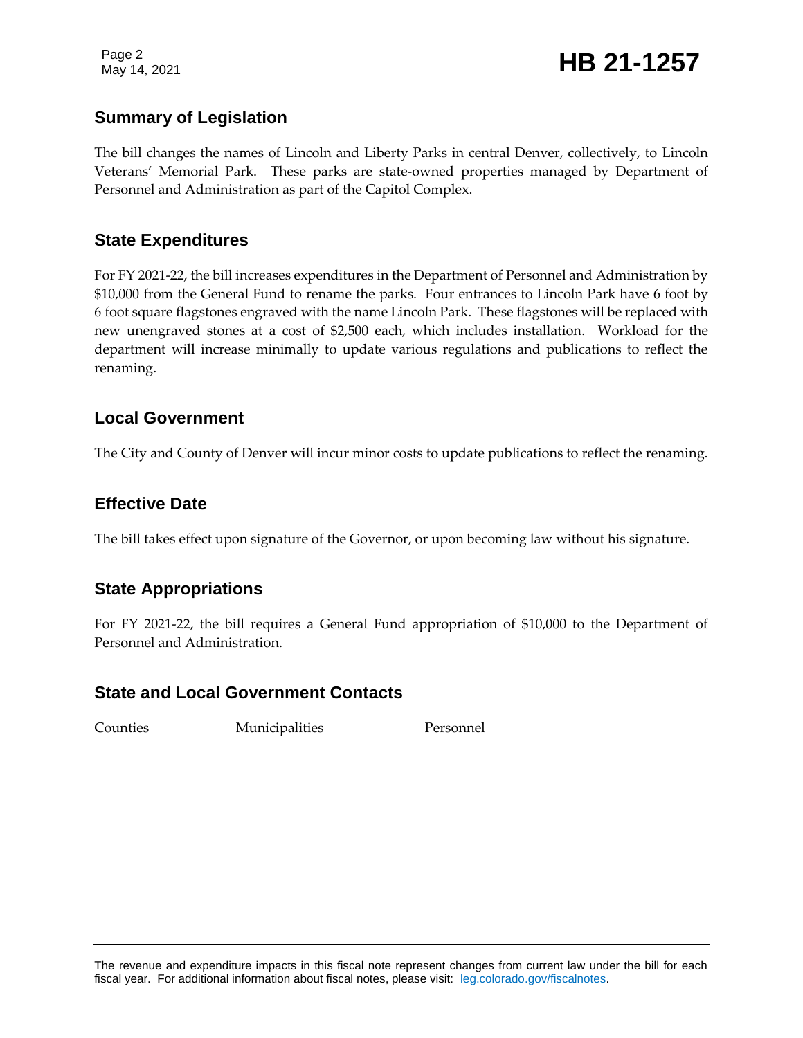## Summary of Legislation

The bill changes the names of Lincoln and Liberty Parks in central Denver, collectively, to Lincoln Veterans' Memorial Park. These parks are state-owned properties managed by Department of Personnel and Administration as part of the Capitol Complex.

## State Expenditures

For FY 2021-22, the bill increases expenditures in the Department of Personnel and Administration by $10,000 from the General Fund to rename the parks. Four entrances to Lincoln Park have 6 foot by 6 foot square flagstones engraved with the name Lincoln Park. These flagstones will be replaced with new unengraved stones at a cost of $2,500 each, which includes installation. Workload for the department will increase minimally to update various regulations and publications to reflect the renaming.

## Local Government

The City and County of Denver will incur minor costs to update publications to reflect the renaming.

## Effective Date

The bill takes effect upon signature of the Governor, or upon becoming law without his signature.

## State Appropriations

For FY 2021-22, the bill requires a General Fund appropriation of $10,000 to the Department of Personnel and Administration.

## State and Local Government Contacts

| | | |
|---|---|---|
| Counties | Municipalities | Personnel |

The revenue and expenditure impacts in this fiscal note represent changes from current law under the bill for each fiscal year. For additional information about fiscal notes, please visit: leg.colorado.gov/fiscalnotes.